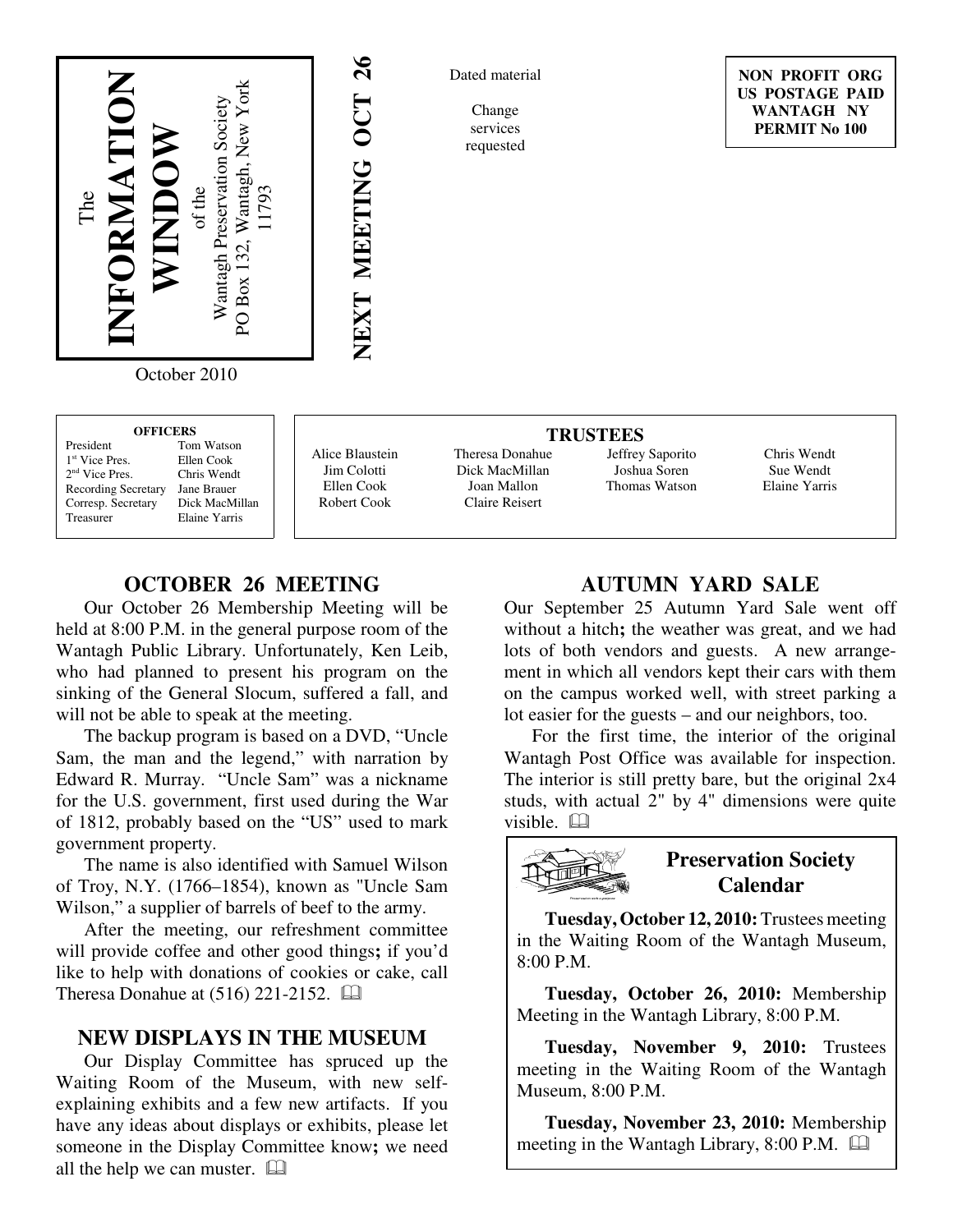# The INFORMATION WINDOW

of the Wantagh Preservation Society
PO Box 132, Wantagh, New York 11793

October 2010

**NEXT MEETING OCT 26**

Dated material

Change services requested

**NON PROFIT ORG**
**US POSTAGE PAID**
**WANTAGH NY**
**PERMIT No 100**

**OFFICERS**

| | |
|---|---|
| President | Tom Watson |
| 1st Vice Pres. | Ellen Cook |
| 2nd Vice Pres. | Chris Wendt |
| Recording Secretary | Jane Brauer |
| Corresp. Secretary | Dick MacMillan |
| Treasurer | Elaine Yarris |

**TRUSTEES**

| | | | |
|---|---|---|---|
| Alice Blaustein | Theresa Donahue | Jeffrey Saporito | Chris Wendt |
| Jim Colotti | Dick MacMillan | Joshua Soren | Sue Wendt |
| Ellen Cook | Joan Mallon | Thomas Watson | Elaine Yarris |
| Robert Cook | Claire Reisert | | |

## OCTOBER 26 MEETING

Our October 26 Membership Meeting will be held at 8:00 P.M. in the general purpose room of the Wantagh Public Library. Unfortunately, Ken Leib, who had planned to present his program on the sinking of the General Slocum, suffered a fall, and will not be able to speak at the meeting.

The backup program is based on a DVD, "Uncle Sam, the man and the legend," with narration by Edward R. Murray. "Uncle Sam" was a nickname for the U.S. government, first used during the War of 1812, probably based on the "US" used to mark government property.

The name is also identified with Samuel Wilson of Troy, N.Y. (1766–1854), known as "Uncle Sam Wilson," a supplier of barrels of beef to the army.

After the meeting, our refreshment committee will provide coffee and other good things**;** if you'd like to help with donations of cookies or cake, call Theresa Donahue at (516) 221-2152.

## NEW DISPLAYS IN THE MUSEUM

Our Display Committee has spruced up the Waiting Room of the Museum, with new self-explaining exhibits and a few new artifacts. If you have any ideas about displays or exhibits, please let someone in the Display Committee know**;** we need all the help we can muster.

## AUTUMN YARD SALE

Our September 25 Autumn Yard Sale went off without a hitch**;** the weather was great, and we had lots of both vendors and guests. A new arrangement in which all vendors kept their cars with them on the campus worked well, with street parking a lot easier for the guests – and our neighbors, too.

For the first time, the interior of the original Wantagh Post Office was available for inspection. The interior is still pretty bare, but the original 2x4 studs, with actual 2" by 4" dimensions were quite visible.

## Preservation Society Calendar

**Tuesday, October 12, 2010:** Trustees meeting in the Waiting Room of the Wantagh Museum, 8:00 P.M.

**Tuesday, October 26, 2010:** Membership Meeting in the Wantagh Library, 8:00 P.M.

**Tuesday, November 9, 2010:** Trustees meeting in the Waiting Room of the Wantagh Museum, 8:00 P.M.

**Tuesday, November 23, 2010:** Membership meeting in the Wantagh Library, 8:00 P.M.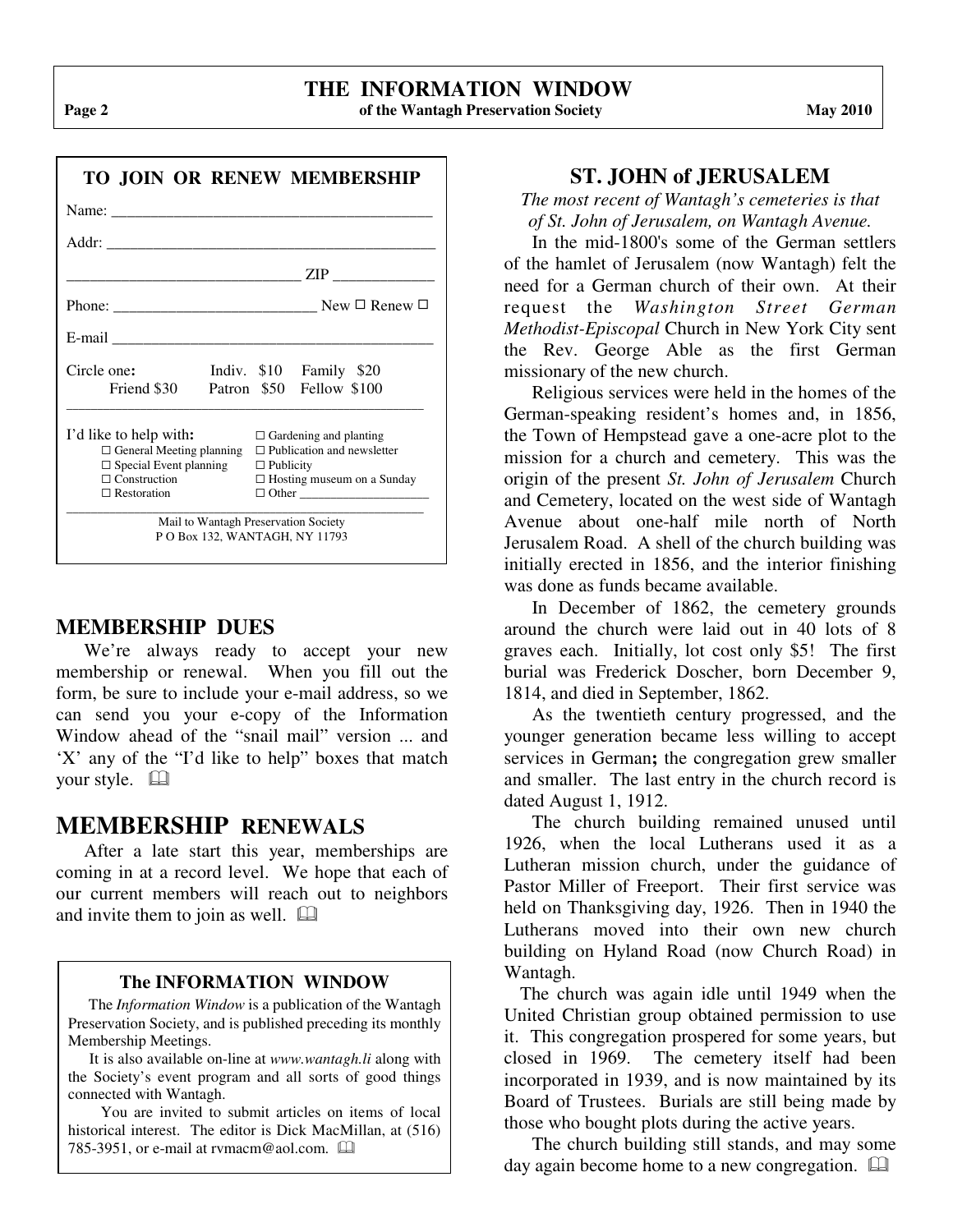### TO JOIN OR RENEW MEMBERSHIP

Name: ________________________________________

Addr: ________________________________________

_____________________________ ZIP ____________

Phone: __________________________ New ☐ Renew ☐

E-mail ________________________________________

Circle one: Indiv. $10 Family $20
Friend $30 Patron $50 Fellow $100

I'd like to help with:
- ☐ General Meeting planning
- ☐ Special Event planning
- ☐ Construction
- ☐ Restoration
- ☐ Gardening and planting
- ☐ Publication and newsletter
- ☐ Publicity
- ☐ Hosting museum on a Sunday
- ☐ Other ___________________

Mail to Wantagh Preservation Society
P O Box 132, WANTAGH, NY 11793

## MEMBERSHIP DUES

We're always ready to accept your new membership or renewal. When you fill out the form, be sure to include your e-mail address, so we can send you your e-copy of the Information Window ahead of the "snail mail" version ... and 'X' any of the "I'd like to help" boxes that match your style.

## MEMBERSHIP RENEWALS

After a late start this year, memberships are coming in at a record level. We hope that each of our current members will reach out to neighbors and invite them to join as well.

### The INFORMATION WINDOW

The *Information Window* is a publication of the Wantagh Preservation Society, and is published preceding its monthly Membership Meetings.

It is also available on-line at *www.wantagh.li* along with the Society's event program and all sorts of good things connected with Wantagh.

You are invited to submit articles on items of local historical interest. The editor is Dick MacMillan, at (516) 785-3951, or e-mail at rvmacm@aol.com.

## ST. JOHN of JERUSALEM

*The most recent of Wantagh's cemeteries is that of St. John of Jerusalem, on Wantagh Avenue.*

In the mid-1800's some of the German settlers of the hamlet of Jerusalem (now Wantagh) felt the need for a German church of their own. At their request the *Washington Street German Methodist-Episcopal* Church in New York City sent the Rev. George Able as the first German missionary of the new church.

Religious services were held in the homes of the German-speaking resident's homes and, in 1856, the Town of Hempstead gave a one-acre plot to the mission for a church and cemetery. This was the origin of the present *St. John of Jerusalem* Church and Cemetery, located on the west side of Wantagh Avenue about one-half mile north of North Jerusalem Road. A shell of the church building was initially erected in 1856, and the interior finishing was done as funds became available.

In December of 1862, the cemetery grounds around the church were laid out in 40 lots of 8 graves each. Initially, lot cost only $5! The first burial was Frederick Doscher, born December 9, 1814, and died in September, 1862.

As the twentieth century progressed, and the younger generation became less willing to accept services in German**;** the congregation grew smaller and smaller. The last entry in the church record is dated August 1, 1912.

The church building remained unused until 1926, when the local Lutherans used it as a Lutheran mission church, under the guidance of Pastor Miller of Freeport. Their first service was held on Thanksgiving day, 1926. Then in 1940 the Lutherans moved into their own new church building on Hyland Road (now Church Road) in Wantagh.

The church was again idle until 1949 when the United Christian group obtained permission to use it. This congregation prospered for some years, but closed in 1969. The cemetery itself had been incorporated in 1939, and is now maintained by its Board of Trustees. Burials are still being made by those who bought plots during the active years.

The church building still stands, and may some day again become home to a new congregation.